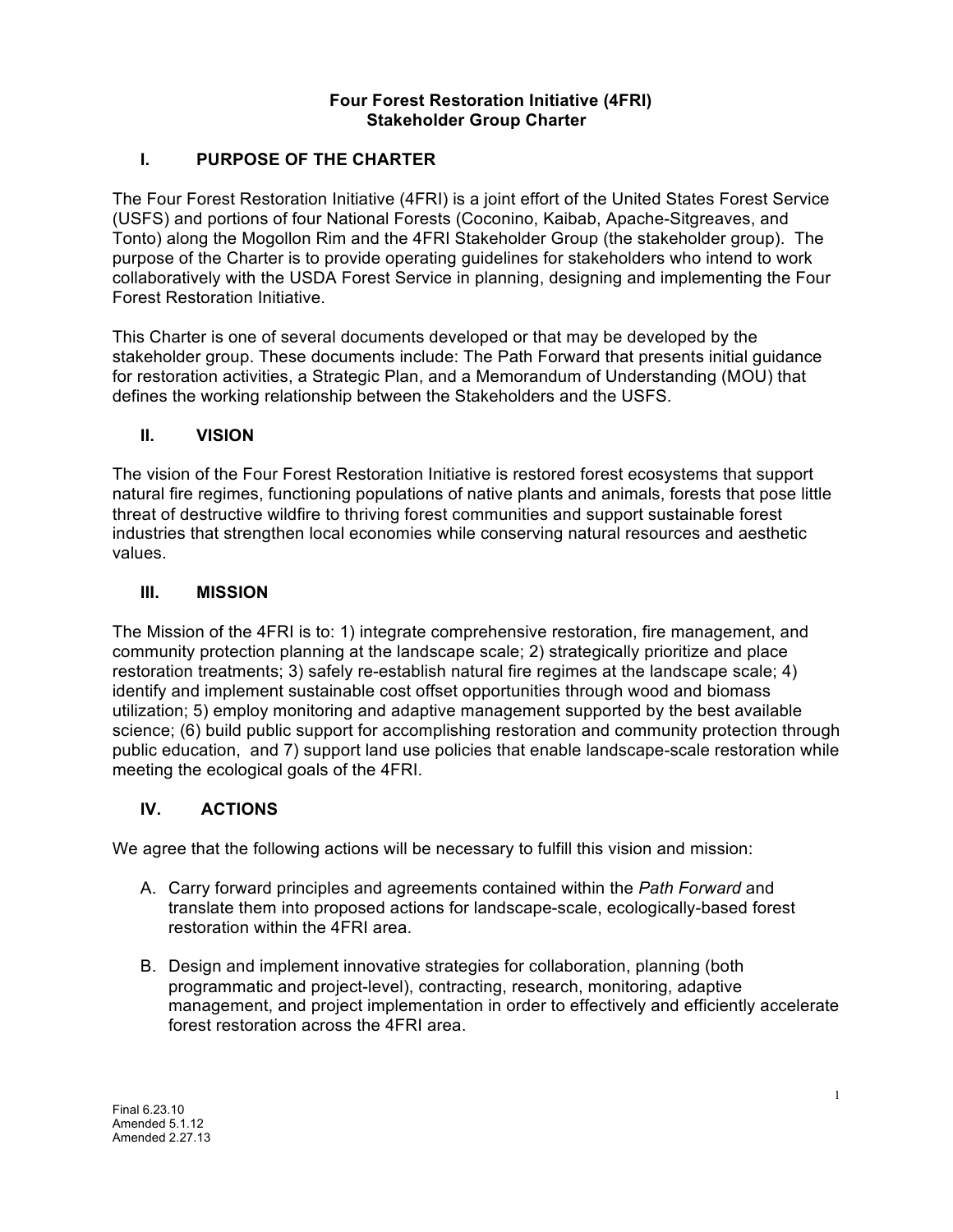# Four Forest Restoration Initiative (4FRI)
# Stakeholder Group Charter

## I. PURPOSE OF THE CHARTER

The Four Forest Restoration Initiative (4FRI) is a joint effort of the United States Forest Service (USFS) and portions of four National Forests (Coconino, Kaibab, Apache-Sitgreaves, and Tonto) along the Mogollon Rim and the 4FRI Stakeholder Group (the stakeholder group). The purpose of the Charter is to provide operating guidelines for stakeholders who intend to work collaboratively with the USDA Forest Service in planning, designing and implementing the Four Forest Restoration Initiative.

This Charter is one of several documents developed or that may be developed by the stakeholder group. These documents include: The Path Forward that presents initial guidance for restoration activities, a Strategic Plan, and a Memorandum of Understanding (MOU) that defines the working relationship between the Stakeholders and the USFS.

## II. VISION

The vision of the Four Forest Restoration Initiative is restored forest ecosystems that support natural fire regimes, functioning populations of native plants and animals, forests that pose little threat of destructive wildfire to thriving forest communities and support sustainable forest industries that strengthen local economies while conserving natural resources and aesthetic values.

## III. MISSION

The Mission of the 4FRI is to: 1) integrate comprehensive restoration, fire management, and community protection planning at the landscape scale; 2) strategically prioritize and place restoration treatments; 3) safely re-establish natural fire regimes at the landscape scale; 4) identify and implement sustainable cost offset opportunities through wood and biomass utilization; 5) employ monitoring and adaptive management supported by the best available science; (6) build public support for accomplishing restoration and community protection through public education, and 7) support land use policies that enable landscape-scale restoration while meeting the ecological goals of the 4FRI.

## IV. ACTIONS

We agree that the following actions will be necessary to fulfill this vision and mission:

A. Carry forward principles and agreements contained within the *Path Forward* and translate them into proposed actions for landscape-scale, ecologically-based forest restoration within the 4FRI area.

B. Design and implement innovative strategies for collaboration, planning (both programmatic and project-level), contracting, research, monitoring, adaptive management, and project implementation in order to effectively and efficiently accelerate forest restoration across the 4FRI area.

Final 6.23.10
Amended 5.1.12
Amended 2.27.13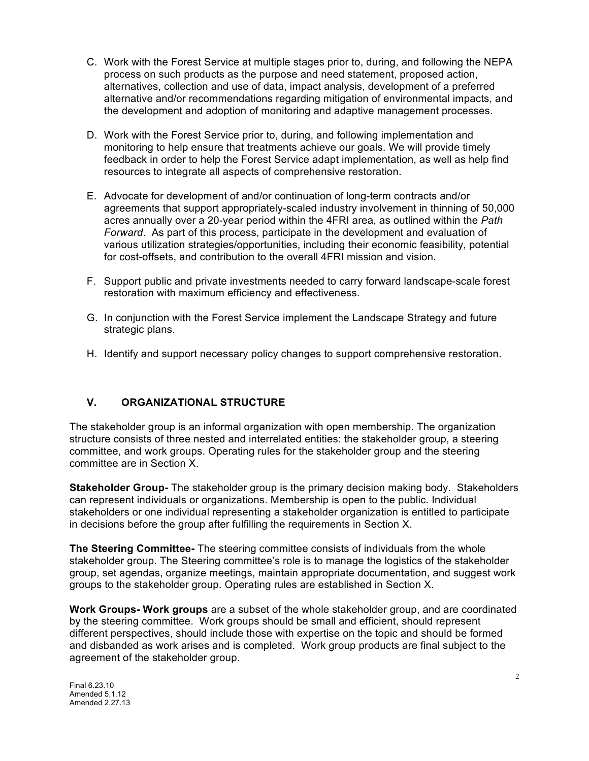C. Work with the Forest Service at multiple stages prior to, during, and following the NEPA process on such products as the purpose and need statement, proposed action, alternatives, collection and use of data, impact analysis, development of a preferred alternative and/or recommendations regarding mitigation of environmental impacts, and the development and adoption of monitoring and adaptive management processes.

D. Work with the Forest Service prior to, during, and following implementation and monitoring to help ensure that treatments achieve our goals. We will provide timely feedback in order to help the Forest Service adapt implementation, as well as help find resources to integrate all aspects of comprehensive restoration.

E. Advocate for development of and/or continuation of long-term contracts and/or agreements that support appropriately-scaled industry involvement in thinning of 50,000 acres annually over a 20-year period within the 4FRI area, as outlined within the *Path Forward*. As part of this process, participate in the development and evaluation of various utilization strategies/opportunities, including their economic feasibility, potential for cost-offsets, and contribution to the overall 4FRI mission and vision.

F. Support public and private investments needed to carry forward landscape-scale forest restoration with maximum efficiency and effectiveness.

G. In conjunction with the Forest Service implement the Landscape Strategy and future strategic plans.

H. Identify and support necessary policy changes to support comprehensive restoration.

## V. ORGANIZATIONAL STRUCTURE

The stakeholder group is an informal organization with open membership. The organization structure consists of three nested and interrelated entities: the stakeholder group, a steering committee, and work groups. Operating rules for the stakeholder group and the steering committee are in Section X.

**Stakeholder Group-** The stakeholder group is the primary decision making body. Stakeholders can represent individuals or organizations. Membership is open to the public. Individual stakeholders or one individual representing a stakeholder organization is entitled to participate in decisions before the group after fulfilling the requirements in Section X.

**The Steering Committee-** The steering committee consists of individuals from the whole stakeholder group. The Steering committee's role is to manage the logistics of the stakeholder group, set agendas, organize meetings, maintain appropriate documentation, and suggest work groups to the stakeholder group. Operating rules are established in Section X.

**Work Groups- Work groups** are a subset of the whole stakeholder group, and are coordinated by the steering committee. Work groups should be small and efficient, should represent different perspectives, should include those with expertise on the topic and should be formed and disbanded as work arises and is completed. Work group products are final subject to the agreement of the stakeholder group.

Final 6.23.10
Amended 5.1.12
Amended 2.27.13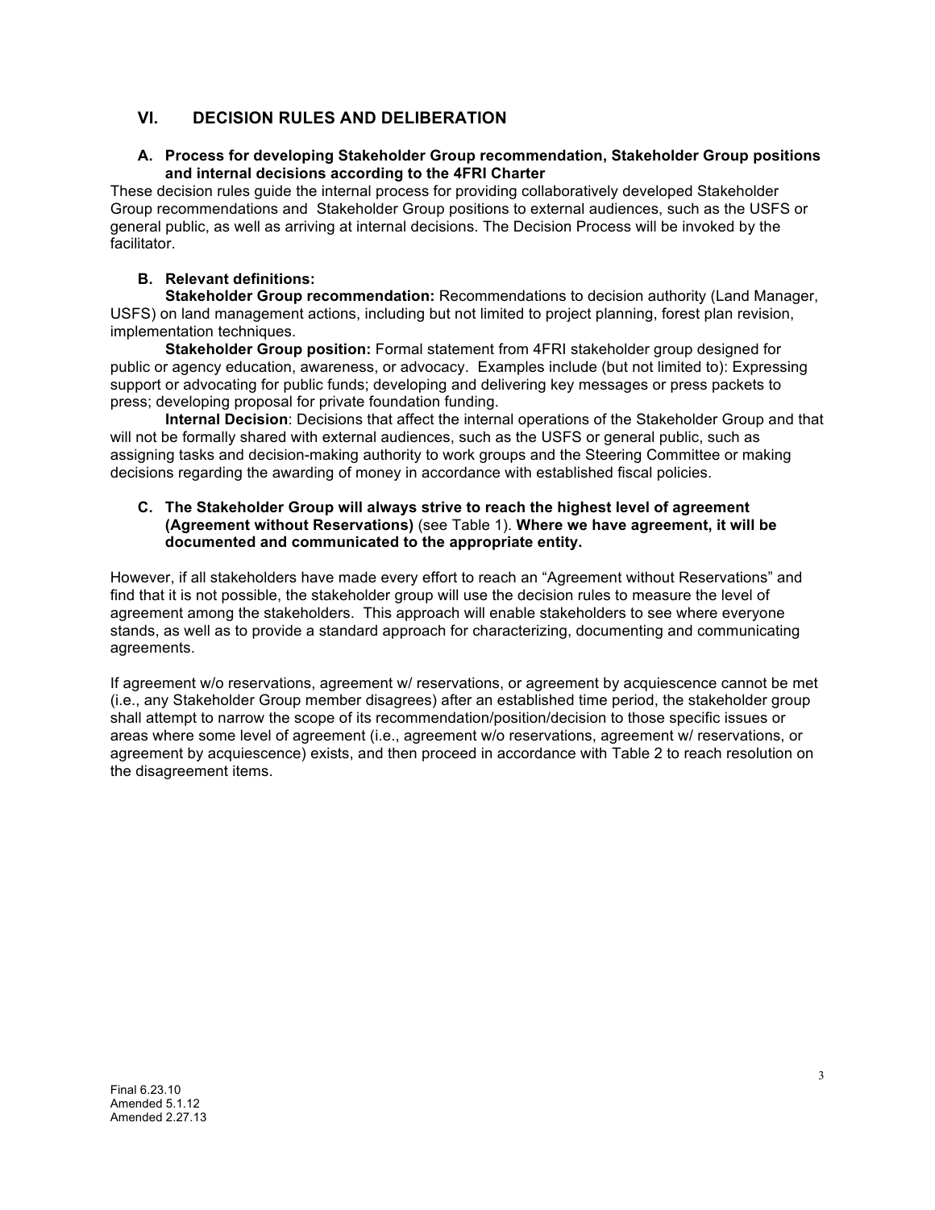## VI. DECISION RULES AND DELIBERATION

### A. Process for developing Stakeholder Group recommendation, Stakeholder Group positions and internal decisions according to the 4FRI Charter

These decision rules guide the internal process for providing collaboratively developed Stakeholder Group recommendations and Stakeholder Group positions to external audiences, such as the USFS or general public, as well as arriving at internal decisions. The Decision Process will be invoked by the facilitator.

### B. Relevant definitions:

**Stakeholder Group recommendation:** Recommendations to decision authority (Land Manager, USFS) on land management actions, including but not limited to project planning, forest plan revision, implementation techniques.

**Stakeholder Group position:** Formal statement from 4FRI stakeholder group designed for public or agency education, awareness, or advocacy. Examples include (but not limited to): Expressing support or advocating for public funds; developing and delivering key messages or press packets to press; developing proposal for private foundation funding.

**Internal Decision**: Decisions that affect the internal operations of the Stakeholder Group and that will not be formally shared with external audiences, such as the USFS or general public, such as assigning tasks and decision-making authority to work groups and the Steering Committee or making decisions regarding the awarding of money in accordance with established fiscal policies.

### C. The Stakeholder Group will always strive to reach the highest level of agreement (Agreement without Reservations) (see Table 1). Where we have agreement, it will be documented and communicated to the appropriate entity.

However, if all stakeholders have made every effort to reach an "Agreement without Reservations" and find that it is not possible, the stakeholder group will use the decision rules to measure the level of agreement among the stakeholders. This approach will enable stakeholders to see where everyone stands, as well as to provide a standard approach for characterizing, documenting and communicating agreements.

If agreement w/o reservations, agreement w/ reservations, or agreement by acquiescence cannot be met (i.e., any Stakeholder Group member disagrees) after an established time period, the stakeholder group shall attempt to narrow the scope of its recommendation/position/decision to those specific issues or areas where some level of agreement (i.e., agreement w/o reservations, agreement w/ reservations, or agreement by acquiescence) exists, and then proceed in accordance with Table 2 to reach resolution on the disagreement items.

Final 6.23.10
Amended 5.1.12
Amended 2.27.13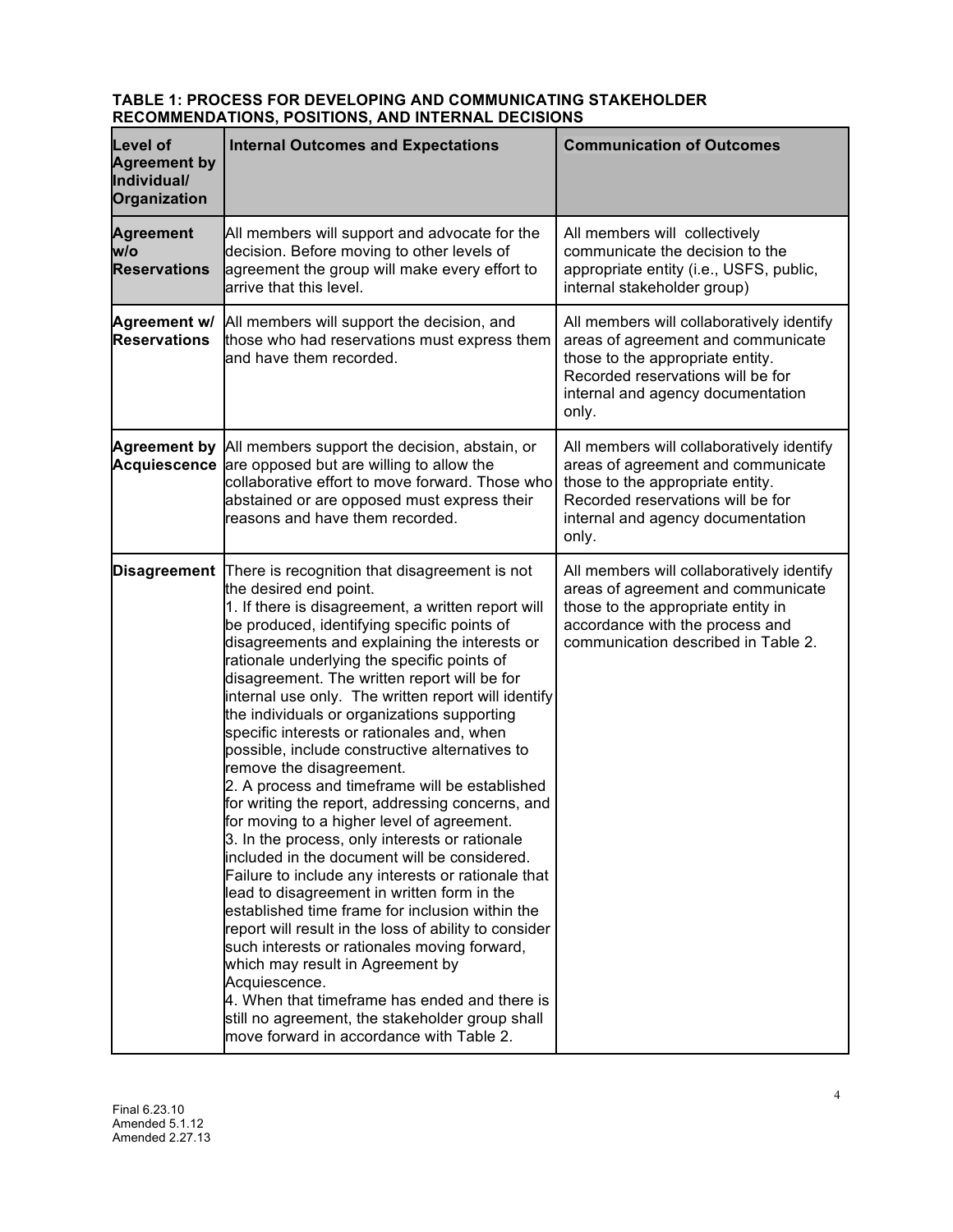**TABLE 1: PROCESS FOR DEVELOPING AND COMMUNICATING STAKEHOLDER RECOMMENDATIONS, POSITIONS, AND INTERNAL DECISIONS**

| Level of Agreement by Individual/ Organization | Internal Outcomes and Expectations | Communication of Outcomes |
|---|---|---|
| **Agreement w/o Reservations** | All members will support and advocate for the decision. Before moving to other levels of agreement the group will make every effort to arrive that this level. | All members will collectively communicate the decision to the appropriate entity (i.e., USFS, public, internal stakeholder group) |
| **Agreement w/ Reservations** | All members will support the decision, and those who had reservations must express them and have them recorded. | All members will collaboratively identify areas of agreement and communicate those to the appropriate entity. Recorded reservations will be for internal and agency documentation only. |
| **Agreement by Acquiescence** | All members support the decision, abstain, or are opposed but are willing to allow the collaborative effort to move forward. Those who abstained or are opposed must express their reasons and have them recorded. | All members will collaboratively identify areas of agreement and communicate those to the appropriate entity. Recorded reservations will be for internal and agency documentation only. |
| **Disagreement** | There is recognition that disagreement is not the desired end point.<br>1. If there is disagreement, a written report will be produced, identifying specific points of disagreements and explaining the interests or rationale underlying the specific points of disagreement. The written report will be for internal use only. The written report will identify the individuals or organizations supporting specific interests or rationales and, when possible, include constructive alternatives to remove the disagreement.<br>2. A process and timeframe will be established for writing the report, addressing concerns, and for moving to a higher level of agreement.<br>3. In the process, only interests or rationale included in the document will be considered. Failure to include any interests or rationale that lead to disagreement in written form in the established time frame for inclusion within the report will result in the loss of ability to consider such interests or rationales moving forward, which may result in Agreement by Acquiescence.<br>4. When that timeframe has ended and there is still no agreement, the stakeholder group shall move forward in accordance with Table 2. | All members will collaboratively identify areas of agreement and communicate those to the appropriate entity in accordance with the process and communication described in Table 2. |

Final 6.23.10
Amended 5.1.12
Amended 2.27.13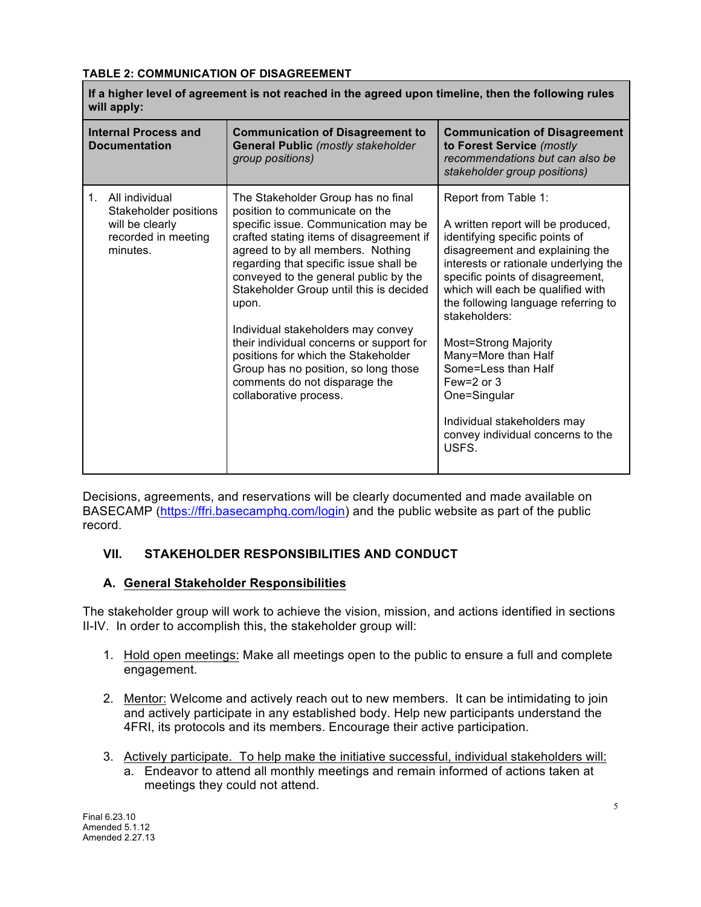**TABLE 2: COMMUNICATION OF DISAGREEMENT**

| If a higher level of agreement is not reached in the agreed upon timeline, then the following rules will apply: | | |
|---|---|---|
| **Internal Process and Documentation** | **Communication of Disagreement to General Public** *(mostly stakeholder group positions)* | **Communication of Disagreement to Forest Service** *(mostly recommendations but can also be stakeholder group positions)* |
| 1. All individual Stakeholder positions will be clearly recorded in meeting minutes. | The Stakeholder Group has no final position to communicate on the specific issue. Communication may be crafted stating items of disagreement if agreed to by all members. Nothing regarding that specific issue shall be conveyed to the general public by the Stakeholder Group until this is decided upon.<br><br>Individual stakeholders may convey their individual concerns or support for positions for which the Stakeholder Group has no position, so long those comments do not disparage the collaborative process. | Report from Table 1:<br><br>A written report will be produced, identifying specific points of disagreement and explaining the interests or rationale underlying the specific points of disagreement, which will each be qualified with the following language referring to stakeholders:<br><br>Most=Strong Majority<br>Many=More than Half<br>Some=Less than Half<br>Few=2 or 3<br>One=Singular<br><br>Individual stakeholders may convey individual concerns to the USFS. |

Decisions, agreements, and reservations will be clearly documented and made available on BASECAMP (https://ffri.basecamphq.com/login) and the public website as part of the public record.

## VII. STAKEHOLDER RESPONSIBILITIES AND CONDUCT

### A. General Stakeholder Responsibilities

The stakeholder group will work to achieve the vision, mission, and actions identified in sections II-IV. In order to accomplish this, the stakeholder group will:

1. Hold open meetings: Make all meetings open to the public to ensure a full and complete engagement.

2. Mentor: Welcome and actively reach out to new members. It can be intimidating to join and actively participate in any established body. Help new participants understand the 4FRI, its protocols and its members. Encourage their active participation.

3. Actively participate. To help make the initiative successful, individual stakeholders will:
   a. Endeavor to attend all monthly meetings and remain informed of actions taken at meetings they could not attend.

Final 6.23.10
Amended 5.1.12
Amended 2.27.13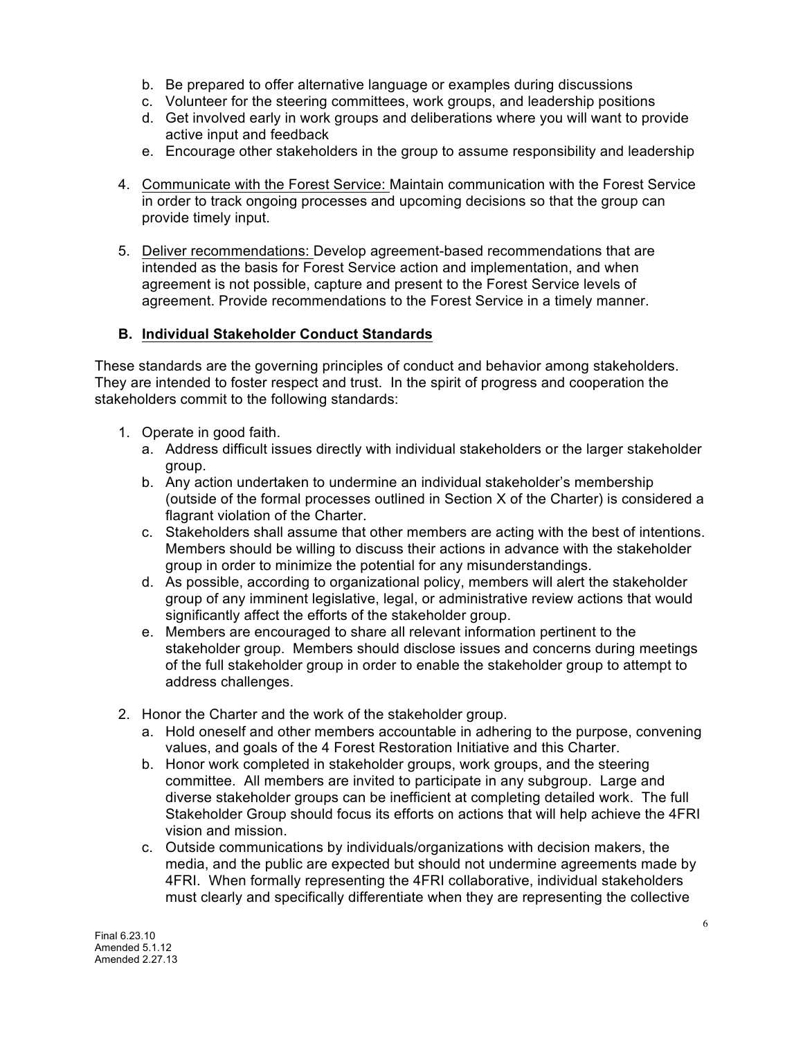b. Be prepared to offer alternative language or examples during discussions
c. Volunteer for the steering committees, work groups, and leadership positions
d. Get involved early in work groups and deliberations where you will want to provide active input and feedback
e. Encourage other stakeholders in the group to assume responsibility and leadership

4. Communicate with the Forest Service: Maintain communication with the Forest Service in order to track ongoing processes and upcoming decisions so that the group can provide timely input.

5. Deliver recommendations: Develop agreement-based recommendations that are intended as the basis for Forest Service action and implementation, and when agreement is not possible, capture and present to the Forest Service levels of agreement. Provide recommendations to the Forest Service in a timely manner.

### B. Individual Stakeholder Conduct Standards

These standards are the governing principles of conduct and behavior among stakeholders. They are intended to foster respect and trust. In the spirit of progress and cooperation the stakeholders commit to the following standards:

1. Operate in good faith.
   a. Address difficult issues directly with individual stakeholders or the larger stakeholder group.
   b. Any action undertaken to undermine an individual stakeholder's membership (outside of the formal processes outlined in Section X of the Charter) is considered a flagrant violation of the Charter.
   c. Stakeholders shall assume that other members are acting with the best of intentions. Members should be willing to discuss their actions in advance with the stakeholder group in order to minimize the potential for any misunderstandings.
   d. As possible, according to organizational policy, members will alert the stakeholder group of any imminent legislative, legal, or administrative review actions that would significantly affect the efforts of the stakeholder group.
   e. Members are encouraged to share all relevant information pertinent to the stakeholder group. Members should disclose issues and concerns during meetings of the full stakeholder group in order to enable the stakeholder group to attempt to address challenges.

2. Honor the Charter and the work of the stakeholder group.
   a. Hold oneself and other members accountable in adhering to the purpose, convening values, and goals of the 4 Forest Restoration Initiative and this Charter.
   b. Honor work completed in stakeholder groups, work groups, and the steering committee. All members are invited to participate in any subgroup. Large and diverse stakeholder groups can be inefficient at completing detailed work. The full Stakeholder Group should focus its efforts on actions that will help achieve the 4FRI vision and mission.
   c. Outside communications by individuals/organizations with decision makers, the media, and the public are expected but should not undermine agreements made by 4FRI. When formally representing the 4FRI collaborative, individual stakeholders must clearly and specifically differentiate when they are representing the collective

Final 6.23.10
Amended 5.1.12
Amended 2.27.13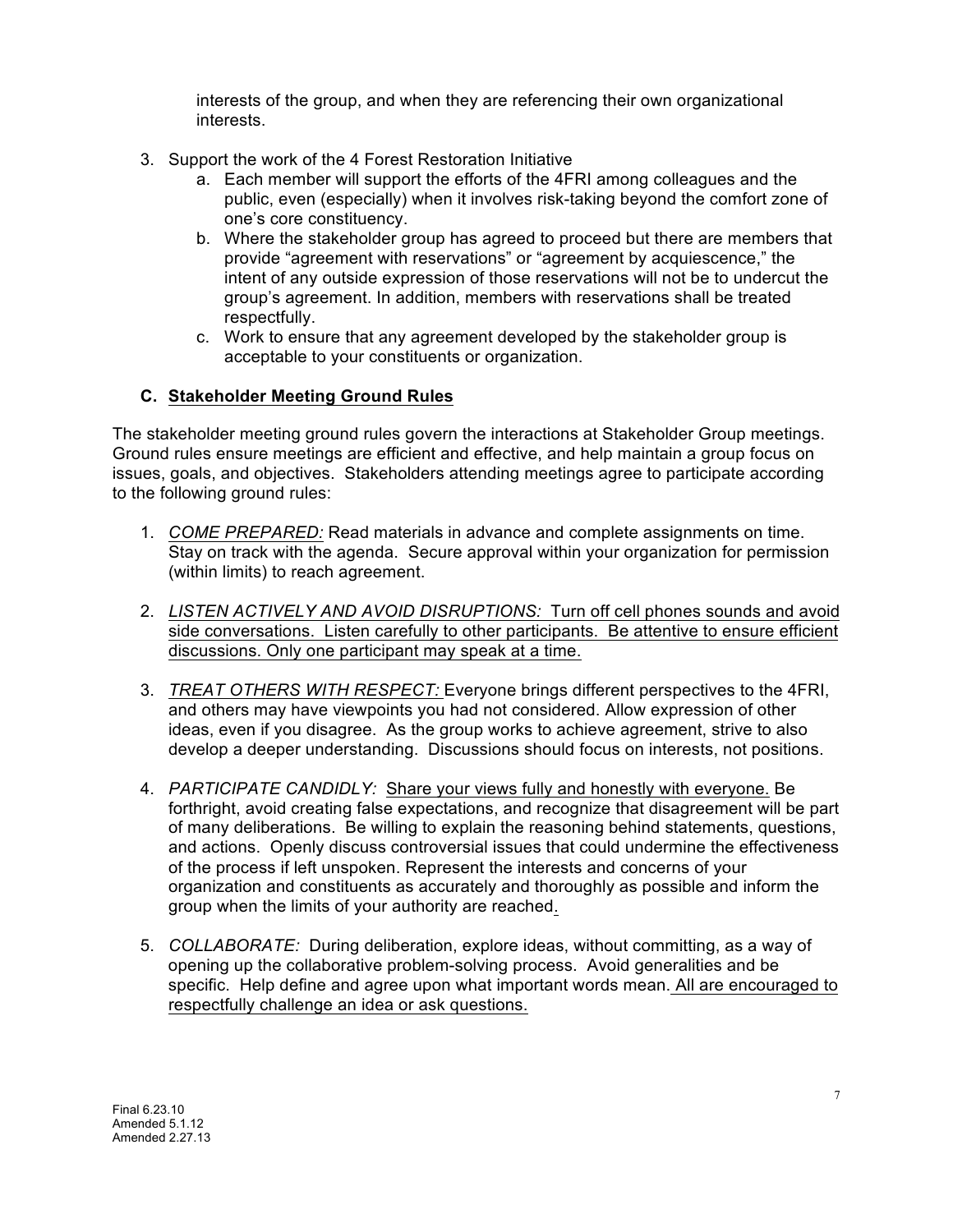interests of the group, and when they are referencing their own organizational interests.

3. Support the work of the 4 Forest Restoration Initiative
   a. Each member will support the efforts of the 4FRI among colleagues and the public, even (especially) when it involves risk-taking beyond the comfort zone of one's core constituency.
   b. Where the stakeholder group has agreed to proceed but there are members that provide "agreement with reservations" or "agreement by acquiescence," the intent of any outside expression of those reservations will not be to undercut the group's agreement. In addition, members with reservations shall be treated respectfully.
   c. Work to ensure that any agreement developed by the stakeholder group is acceptable to your constituents or organization.

### C. Stakeholder Meeting Ground Rules

The stakeholder meeting ground rules govern the interactions at Stakeholder Group meetings. Ground rules ensure meetings are efficient and effective, and help maintain a group focus on issues, goals, and objectives. Stakeholders attending meetings agree to participate according to the following ground rules:

1. *COME PREPARED:* Read materials in advance and complete assignments on time. Stay on track with the agenda. Secure approval within your organization for permission (within limits) to reach agreement.

2. *LISTEN ACTIVELY AND AVOID DISRUPTIONS:* Turn off cell phones sounds and avoid side conversations. Listen carefully to other participants. Be attentive to ensure efficient discussions. Only one participant may speak at a time.

3. *TREAT OTHERS WITH RESPECT:* Everyone brings different perspectives to the 4FRI, and others may have viewpoints you had not considered. Allow expression of other ideas, even if you disagree. As the group works to achieve agreement, strive to also develop a deeper understanding. Discussions should focus on interests, not positions.

4. *PARTICIPATE CANDIDLY:* Share your views fully and honestly with everyone. Be forthright, avoid creating false expectations, and recognize that disagreement will be part of many deliberations. Be willing to explain the reasoning behind statements, questions, and actions. Openly discuss controversial issues that could undermine the effectiveness of the process if left unspoken. Represent the interests and concerns of your organization and constituents as accurately and thoroughly as possible and inform the group when the limits of your authority are reached.

5. *COLLABORATE:* During deliberation, explore ideas, without committing, as a way of opening up the collaborative problem-solving process. Avoid generalities and be specific. Help define and agree upon what important words mean. All are encouraged to respectfully challenge an idea or ask questions.

Final 6.23.10
Amended 5.1.12
Amended 2.27.13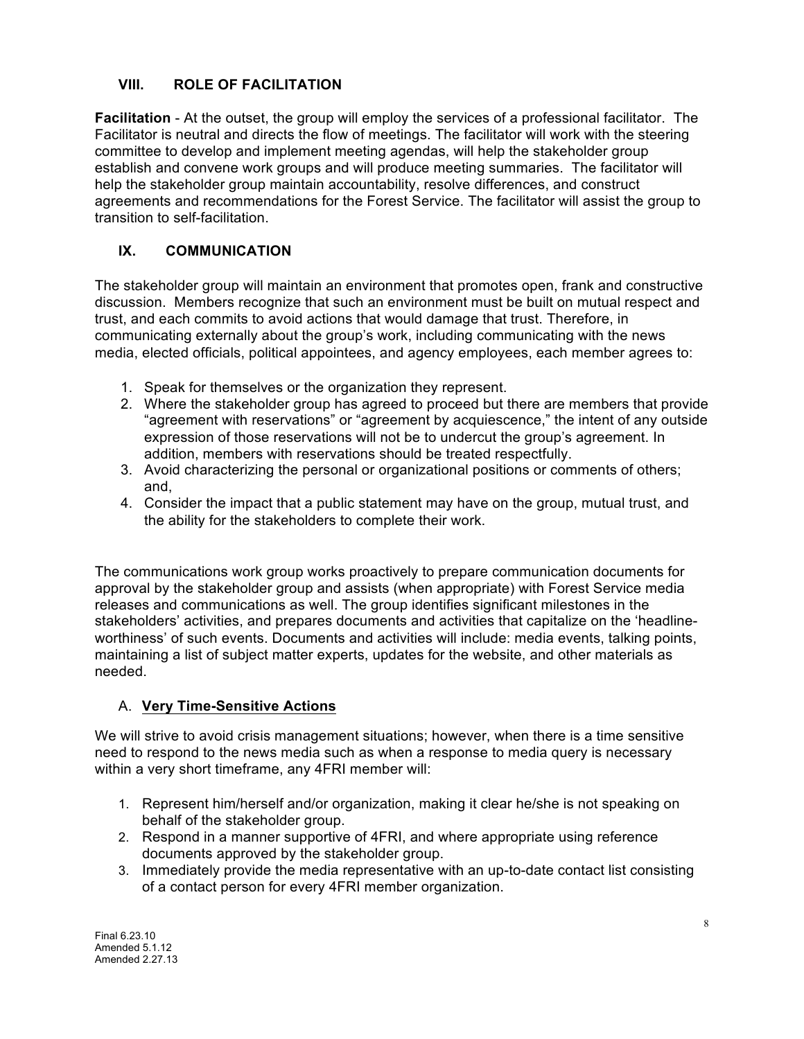## VIII. ROLE OF FACILITATION

**Facilitation** - At the outset, the group will employ the services of a professional facilitator. The Facilitator is neutral and directs the flow of meetings. The facilitator will work with the steering committee to develop and implement meeting agendas, will help the stakeholder group establish and convene work groups and will produce meeting summaries. The facilitator will help the stakeholder group maintain accountability, resolve differences, and construct agreements and recommendations for the Forest Service. The facilitator will assist the group to transition to self-facilitation.

## IX. COMMUNICATION

The stakeholder group will maintain an environment that promotes open, frank and constructive discussion. Members recognize that such an environment must be built on mutual respect and trust, and each commits to avoid actions that would damage that trust. Therefore, in communicating externally about the group's work, including communicating with the news media, elected officials, political appointees, and agency employees, each member agrees to:

1. Speak for themselves or the organization they represent.
2. Where the stakeholder group has agreed to proceed but there are members that provide "agreement with reservations" or "agreement by acquiescence," the intent of any outside expression of those reservations will not be to undercut the group's agreement. In addition, members with reservations should be treated respectfully.
3. Avoid characterizing the personal or organizational positions or comments of others; and,
4. Consider the impact that a public statement may have on the group, mutual trust, and the ability for the stakeholders to complete their work.

The communications work group works proactively to prepare communication documents for approval by the stakeholder group and assists (when appropriate) with Forest Service media releases and communications as well. The group identifies significant milestones in the stakeholders' activities, and prepares documents and activities that capitalize on the 'headline-worthiness' of such events. Documents and activities will include: media events, talking points, maintaining a list of subject matter experts, updates for the website, and other materials as needed.

### A. <u>**Very Time-Sensitive Actions**</u>

We will strive to avoid crisis management situations; however, when there is a time sensitive need to respond to the news media such as when a response to media query is necessary within a very short timeframe, any 4FRI member will:

1. Represent him/herself and/or organization, making it clear he/she is not speaking on behalf of the stakeholder group.
2. Respond in a manner supportive of 4FRI, and where appropriate using reference documents approved by the stakeholder group.
3. Immediately provide the media representative with an up-to-date contact list consisting of a contact person for every 4FRI member organization.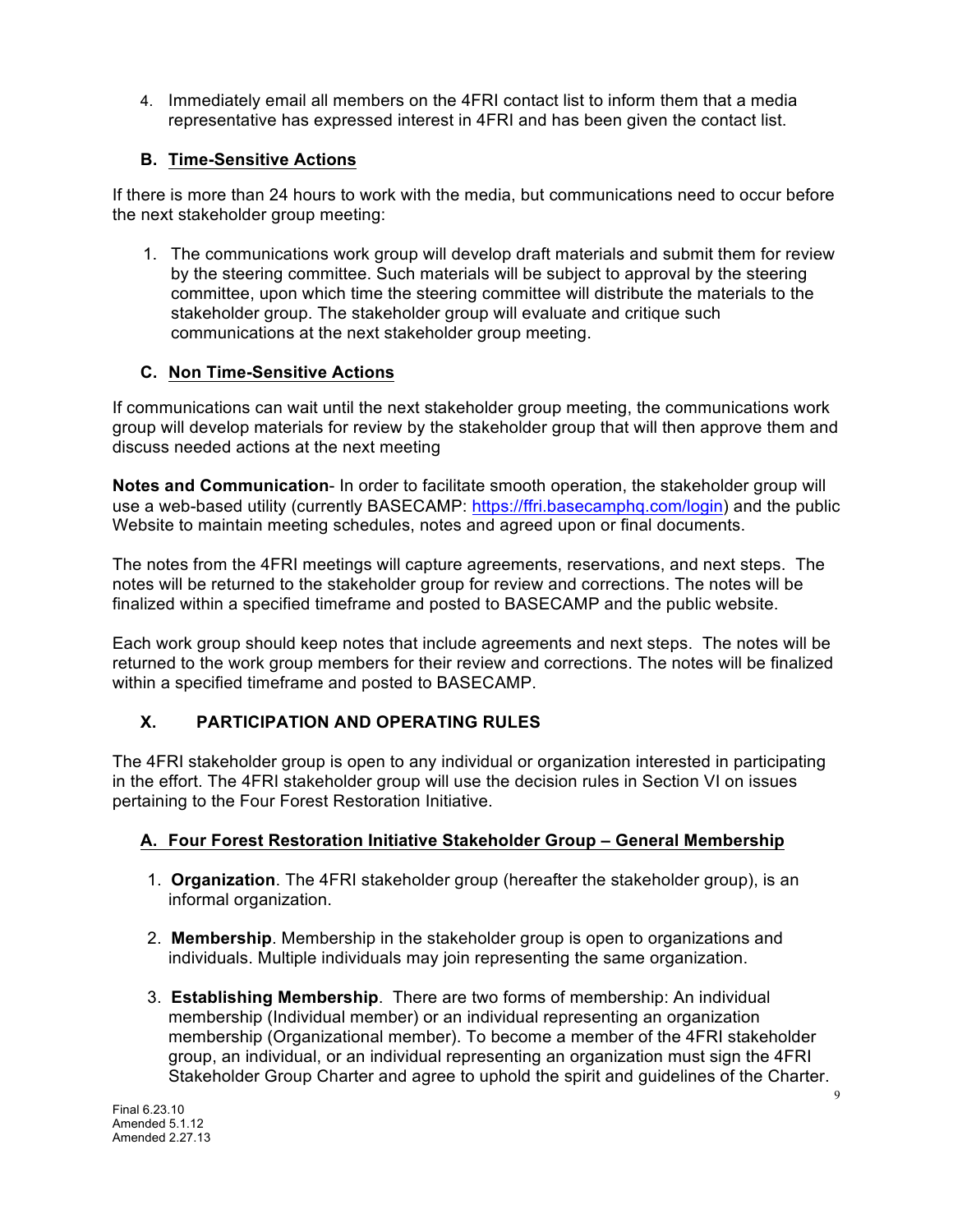4. Immediately email all members on the 4FRI contact list to inform them that a media representative has expressed interest in 4FRI and has been given the contact list.

### B. Time-Sensitive Actions

If there is more than 24 hours to work with the media, but communications need to occur before the next stakeholder group meeting:

1. The communications work group will develop draft materials and submit them for review by the steering committee. Such materials will be subject to approval by the steering committee, upon which time the steering committee will distribute the materials to the stakeholder group. The stakeholder group will evaluate and critique such communications at the next stakeholder group meeting.

### C. Non Time-Sensitive Actions

If communications can wait until the next stakeholder group meeting, the communications work group will develop materials for review by the stakeholder group that will then approve them and discuss needed actions at the next meeting

**Notes and Communication**- In order to facilitate smooth operation, the stakeholder group will use a web-based utility (currently BASECAMP: https://ffri.basecamphq.com/login) and the public Website to maintain meeting schedules, notes and agreed upon or final documents.

The notes from the 4FRI meetings will capture agreements, reservations, and next steps. The notes will be returned to the stakeholder group for review and corrections. The notes will be finalized within a specified timeframe and posted to BASECAMP and the public website.

Each work group should keep notes that include agreements and next steps. The notes will be returned to the work group members for their review and corrections. The notes will be finalized within a specified timeframe and posted to BASECAMP.

## X. PARTICIPATION AND OPERATING RULES

The 4FRI stakeholder group is open to any individual or organization interested in participating in the effort. The 4FRI stakeholder group will use the decision rules in Section VI on issues pertaining to the Four Forest Restoration Initiative.

### A. Four Forest Restoration Initiative Stakeholder Group – General Membership

1. **Organization**. The 4FRI stakeholder group (hereafter the stakeholder group), is an informal organization.

2. **Membership**. Membership in the stakeholder group is open to organizations and individuals. Multiple individuals may join representing the same organization.

3. **Establishing Membership**. There are two forms of membership: An individual membership (Individual member) or an individual representing an organization membership (Organizational member). To become a member of the 4FRI stakeholder group, an individual, or an individual representing an organization must sign the 4FRI Stakeholder Group Charter and agree to uphold the spirit and guidelines of the Charter.

Final 6.23.10
Amended 5.1.12
Amended 2.27.13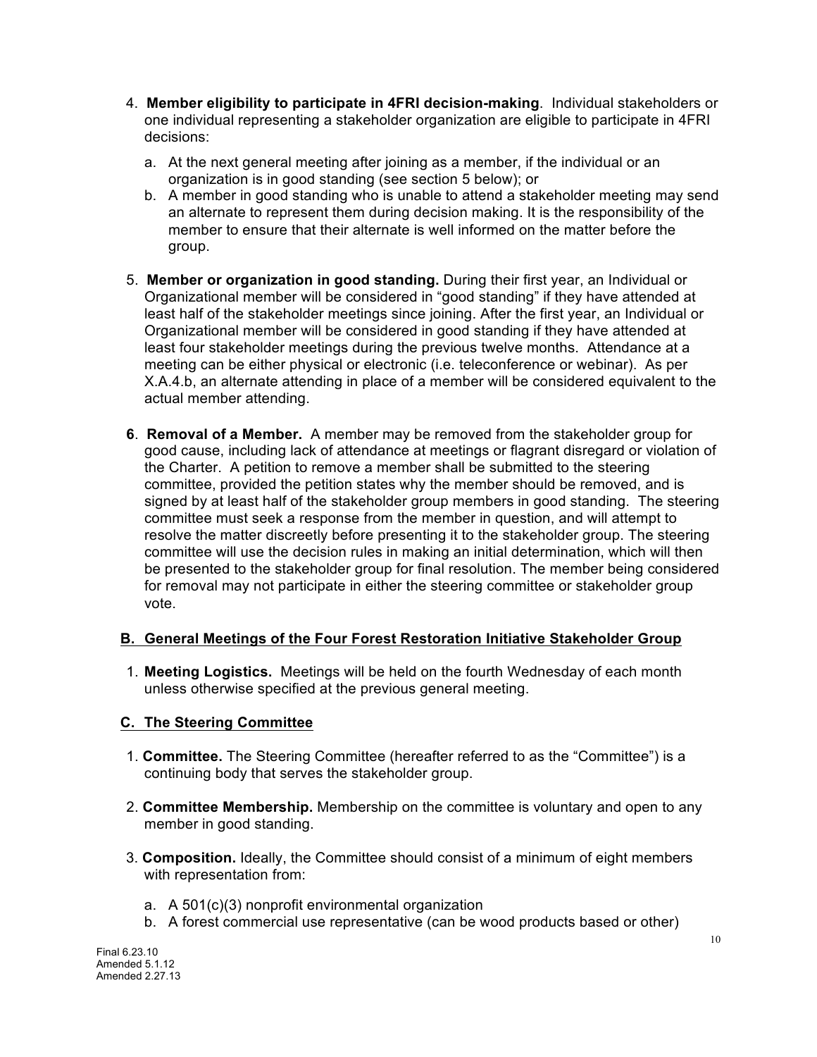4. **Member eligibility to participate in 4FRI decision-making**. Individual stakeholders or one individual representing a stakeholder organization are eligible to participate in 4FRI decisions:

   a. At the next general meeting after joining as a member, if the individual or an organization is in good standing (see section 5 below); or
   b. A member in good standing who is unable to attend a stakeholder meeting may send an alternate to represent them during decision making. It is the responsibility of the member to ensure that their alternate is well informed on the matter before the group.

5. **Member or organization in good standing.** During their first year, an Individual or Organizational member will be considered in "good standing" if they have attended at least half of the stakeholder meetings since joining. After the first year, an Individual or Organizational member will be considered in good standing if they have attended at least four stakeholder meetings during the previous twelve months. Attendance at a meeting can be either physical or electronic (i.e. teleconference or webinar). As per X.A.4.b, an alternate attending in place of a member will be considered equivalent to the actual member attending.

**6**. **Removal of a Member.** A member may be removed from the stakeholder group for good cause, including lack of attendance at meetings or flagrant disregard or violation of the Charter. A petition to remove a member shall be submitted to the steering committee, provided the petition states why the member should be removed, and is signed by at least half of the stakeholder group members in good standing. The steering committee must seek a response from the member in question, and will attempt to resolve the matter discreetly before presenting it to the stakeholder group. The steering committee will use the decision rules in making an initial determination, which will then be presented to the stakeholder group for final resolution. The member being considered for removal may not participate in either the steering committee or stakeholder group vote.

## B. General Meetings of the Four Forest Restoration Initiative Stakeholder Group

1. **Meeting Logistics.** Meetings will be held on the fourth Wednesday of each month unless otherwise specified at the previous general meeting.

## C. The Steering Committee

1. **Committee.** The Steering Committee (hereafter referred to as the "Committee") is a continuing body that serves the stakeholder group.

2. **Committee Membership.** Membership on the committee is voluntary and open to any member in good standing.

3. **Composition.** Ideally, the Committee should consist of a minimum of eight members with representation from:

   a. A 501(c)(3) nonprofit environmental organization
   b. A forest commercial use representative (can be wood products based or other)

Final 6.23.10
Amended 5.1.12
Amended 2.27.13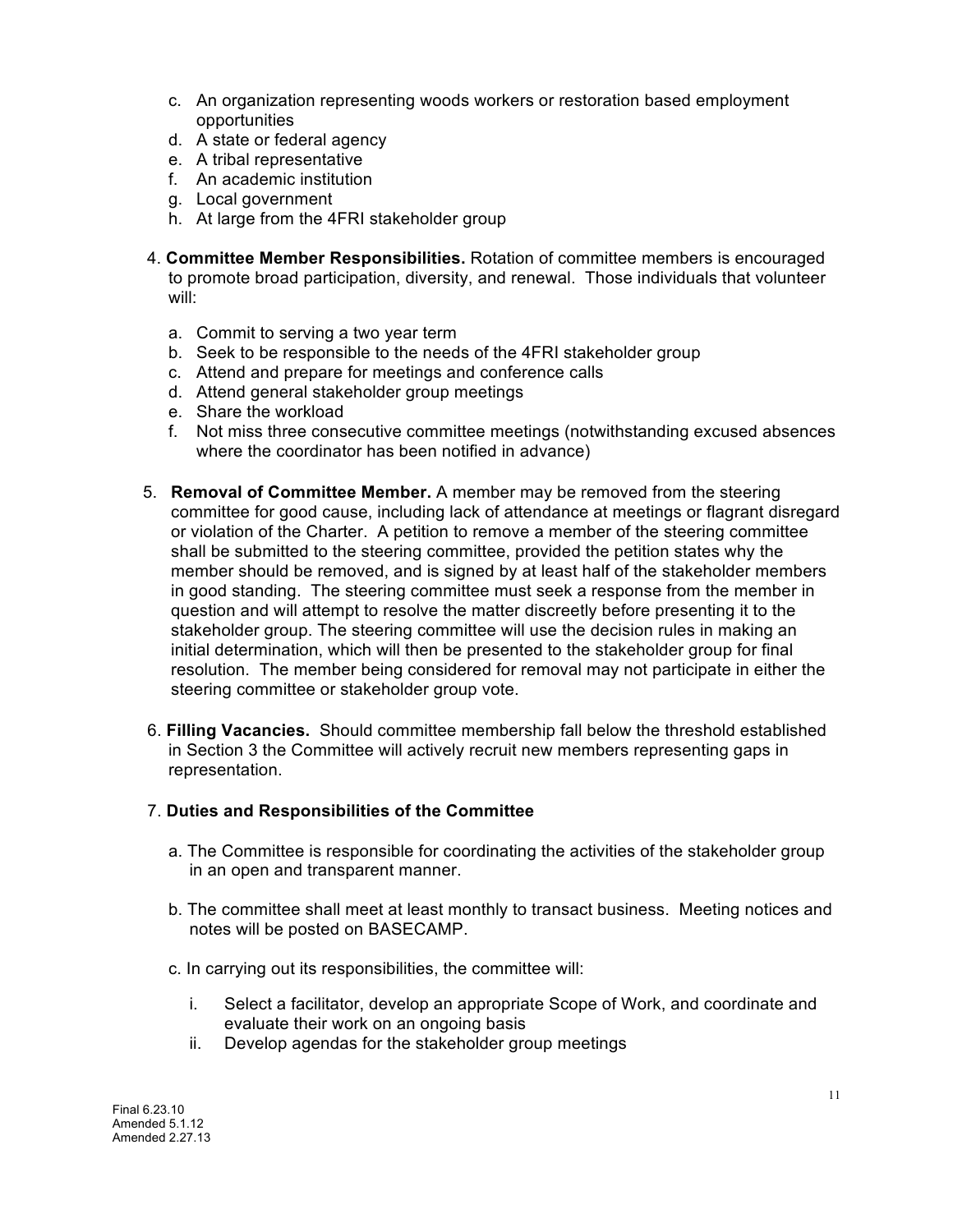c. An organization representing woods workers or restoration based employment opportunities
d. A state or federal agency
e. A tribal representative
f. An academic institution
g. Local government
h. At large from the 4FRI stakeholder group

4. **Committee Member Responsibilities.** Rotation of committee members is encouraged to promote broad participation, diversity, and renewal. Those individuals that volunteer will:

   a. Commit to serving a two year term
   b. Seek to be responsible to the needs of the 4FRI stakeholder group
   c. Attend and prepare for meetings and conference calls
   d. Attend general stakeholder group meetings
   e. Share the workload
   f. Not miss three consecutive committee meetings (notwithstanding excused absences where the coordinator has been notified in advance)

5. **Removal of Committee Member.** A member may be removed from the steering committee for good cause, including lack of attendance at meetings or flagrant disregard or violation of the Charter. A petition to remove a member of the steering committee shall be submitted to the steering committee, provided the petition states why the member should be removed, and is signed by at least half of the stakeholder members in good standing. The steering committee must seek a response from the member in question and will attempt to resolve the matter discreetly before presenting it to the stakeholder group. The steering committee will use the decision rules in making an initial determination, which will then be presented to the stakeholder group for final resolution. The member being considered for removal may not participate in either the steering committee or stakeholder group vote.

6. **Filling Vacancies.** Should committee membership fall below the threshold established in Section 3 the Committee will actively recruit new members representing gaps in representation.

7. **Duties and Responsibilities of the Committee**

   a. The Committee is responsible for coordinating the activities of the stakeholder group in an open and transparent manner.

   b. The committee shall meet at least monthly to transact business. Meeting notices and notes will be posted on BASECAMP.

   c. In carrying out its responsibilities, the committee will:

      i. Select a facilitator, develop an appropriate Scope of Work, and coordinate and evaluate their work on an ongoing basis
      ii. Develop agendas for the stakeholder group meetings

Final 6.23.10
Amended 5.1.12
Amended 2.27.13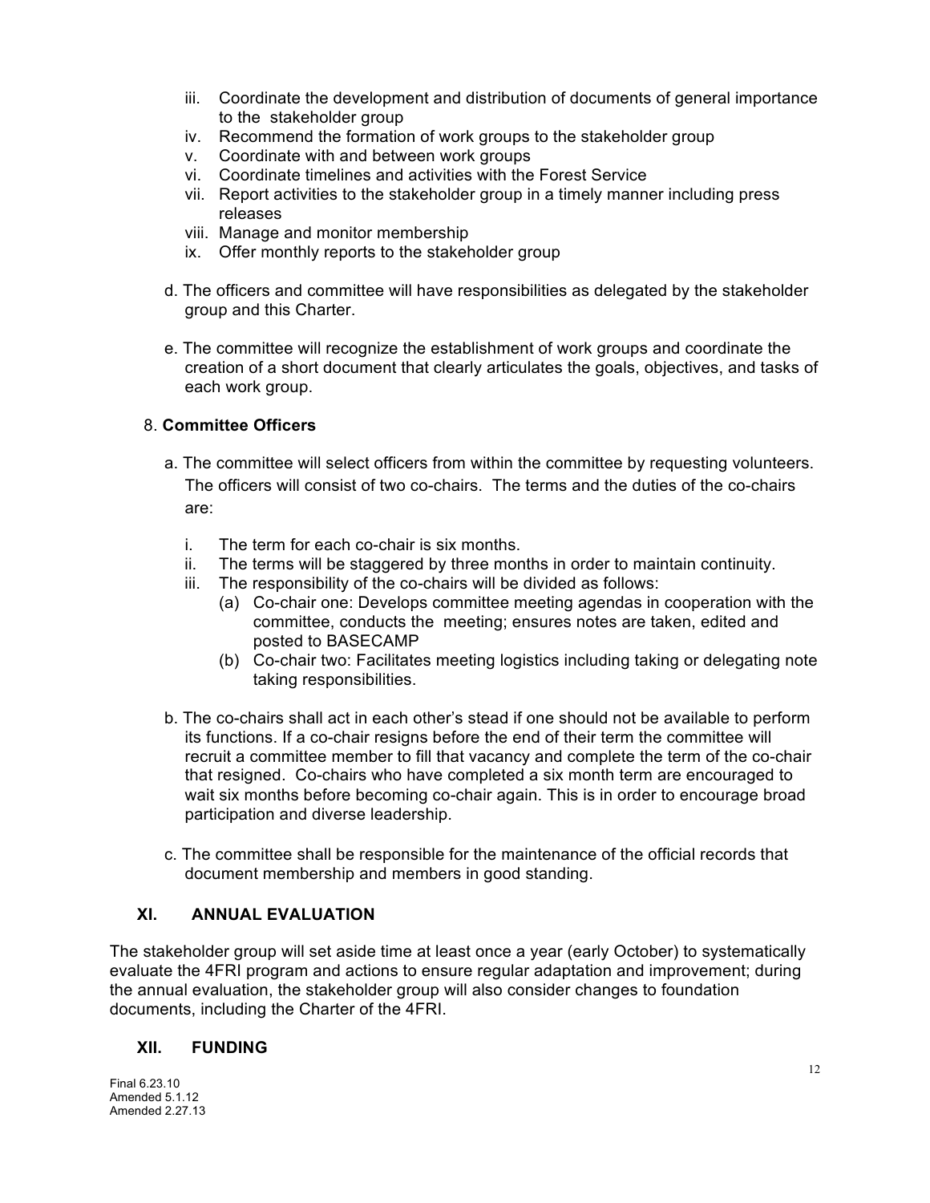iii. Coordinate the development and distribution of documents of general importance to the stakeholder group
iv. Recommend the formation of work groups to the stakeholder group
v. Coordinate with and between work groups
vi. Coordinate timelines and activities with the Forest Service
vii. Report activities to the stakeholder group in a timely manner including press releases
viii. Manage and monitor membership
ix. Offer monthly reports to the stakeholder group

d. The officers and committee will have responsibilities as delegated by the stakeholder group and this Charter.

e. The committee will recognize the establishment of work groups and coordinate the creation of a short document that clearly articulates the goals, objectives, and tasks of each work group.

8. **Committee Officers**

a. The committee will select officers from within the committee by requesting volunteers. The officers will consist of two co-chairs. The terms and the duties of the co-chairs are:

i. The term for each co-chair is six months.
ii. The terms will be staggered by three months in order to maintain continuity.
iii. The responsibility of the co-chairs will be divided as follows:
   (a) Co-chair one: Develops committee meeting agendas in cooperation with the committee, conducts the meeting; ensures notes are taken, edited and posted to BASECAMP
   (b) Co-chair two: Facilitates meeting logistics including taking or delegating note taking responsibilities.

b. The co-chairs shall act in each other's stead if one should not be available to perform its functions. If a co-chair resigns before the end of their term the committee will recruit a committee member to fill that vacancy and complete the term of the co-chair that resigned. Co-chairs who have completed a six month term are encouraged to wait six months before becoming co-chair again. This is in order to encourage broad participation and diverse leadership.

c. The committee shall be responsible for the maintenance of the official records that document membership and members in good standing.

## XI. ANNUAL EVALUATION

The stakeholder group will set aside time at least once a year (early October) to systematically evaluate the 4FRI program and actions to ensure regular adaptation and improvement; during the annual evaluation, the stakeholder group will also consider changes to foundation documents, including the Charter of the 4FRI.

## XII. FUNDING

Final 6.23.10
Amended 5.1.12
Amended 2.27.13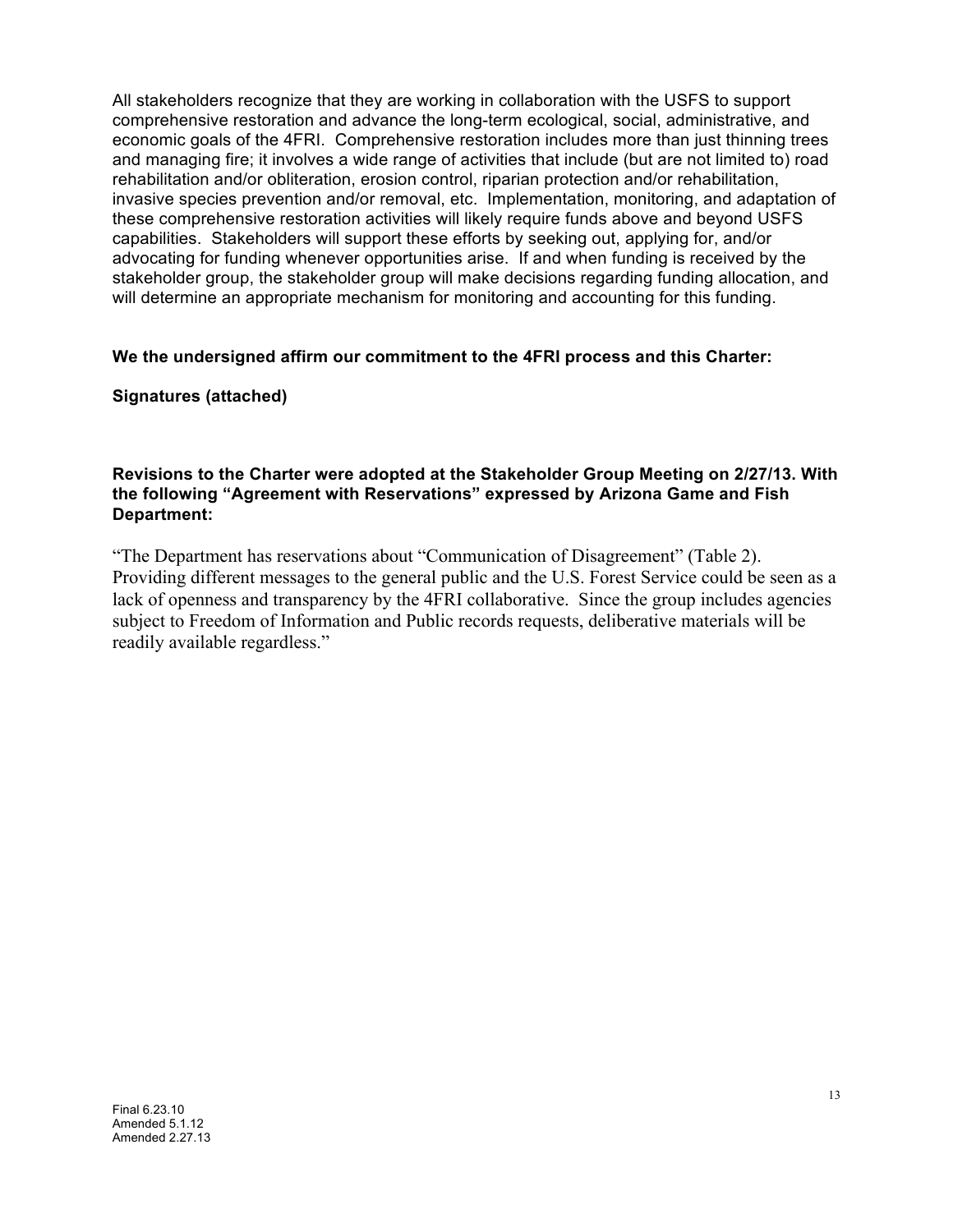All stakeholders recognize that they are working in collaboration with the USFS to support comprehensive restoration and advance the long-term ecological, social, administrative, and economic goals of the 4FRI. Comprehensive restoration includes more than just thinning trees and managing fire; it involves a wide range of activities that include (but are not limited to) road rehabilitation and/or obliteration, erosion control, riparian protection and/or rehabilitation, invasive species prevention and/or removal, etc. Implementation, monitoring, and adaptation of these comprehensive restoration activities will likely require funds above and beyond USFS capabilities. Stakeholders will support these efforts by seeking out, applying for, and/or advocating for funding whenever opportunities arise. If and when funding is received by the stakeholder group, the stakeholder group will make decisions regarding funding allocation, and will determine an appropriate mechanism for monitoring and accounting for this funding.

**We the undersigned affirm our commitment to the 4FRI process and this Charter:**

**Signatures (attached)**

**Revisions to the Charter were adopted at the Stakeholder Group Meeting on 2/27/13. With the following "Agreement with Reservations" expressed by Arizona Game and Fish Department:**

"The Department has reservations about "Communication of Disagreement" (Table 2). Providing different messages to the general public and the U.S. Forest Service could be seen as a lack of openness and transparency by the 4FRI collaborative. Since the group includes agencies subject to Freedom of Information and Public records requests, deliberative materials will be readily available regardless."

Final 6.23.10
Amended 5.1.12
Amended 2.27.13